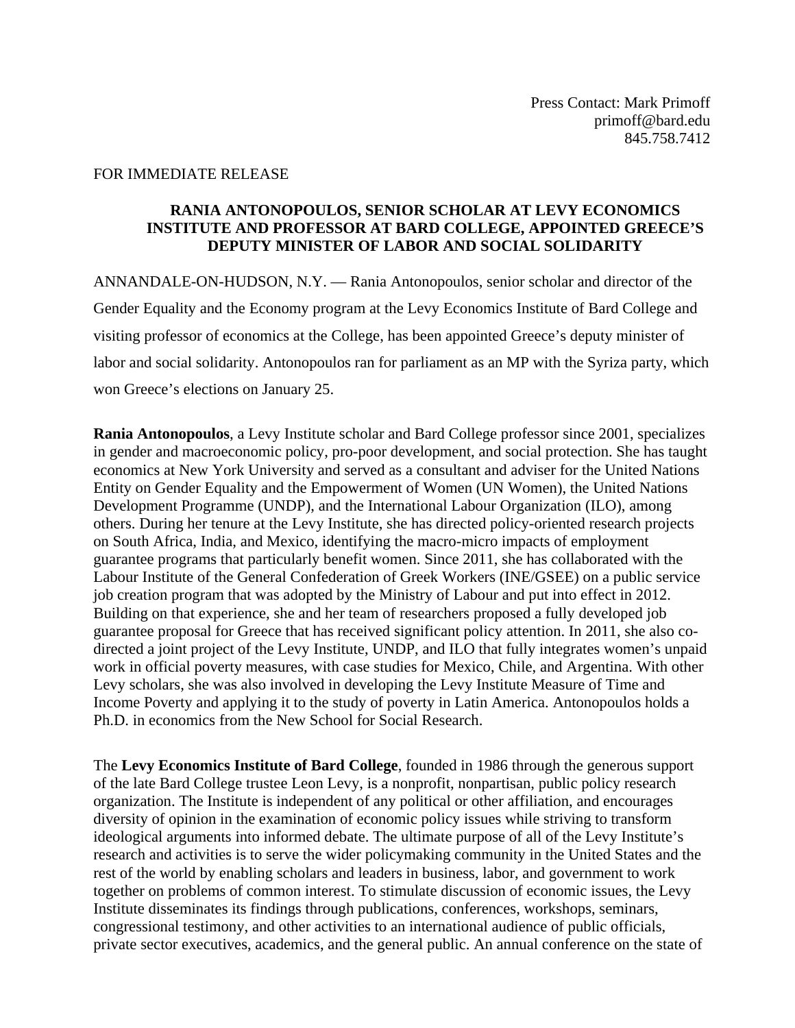Press Contact: Mark Primoff
primoff@bard.edu
845.758.7412

FOR IMMEDIATE RELEASE

**RANIA ANTONOPOULOS, SENIOR SCHOLAR AT LEVY ECONOMICS INSTITUTE AND PROFESSOR AT BARD COLLEGE, APPOINTED GREECE'S DEPUTY MINISTER OF LABOR AND SOCIAL SOLIDARITY**

ANNANDALE-ON-HUDSON, N.Y. — Rania Antonopoulos, senior scholar and director of the Gender Equality and the Economy program at the Levy Economics Institute of Bard College and visiting professor of economics at the College, has been appointed Greece's deputy minister of labor and social solidarity. Antonopoulos ran for parliament as an MP with the Syriza party, which won Greece's elections on January 25.

**Rania Antonopoulos**, a Levy Institute scholar and Bard College professor since 2001, specializes in gender and macroeconomic policy, pro-poor development, and social protection. She has taught economics at New York University and served as a consultant and adviser for the United Nations Entity on Gender Equality and the Empowerment of Women (UN Women), the United Nations Development Programme (UNDP), and the International Labour Organization (ILO), among others. During her tenure at the Levy Institute, she has directed policy-oriented research projects on South Africa, India, and Mexico, identifying the macro-micro impacts of employment guarantee programs that particularly benefit women. Since 2011, she has collaborated with the Labour Institute of the General Confederation of Greek Workers (INE/GSEE) on a public service job creation program that was adopted by the Ministry of Labour and put into effect in 2012. Building on that experience, she and her team of researchers proposed a fully developed job guarantee proposal for Greece that has received significant policy attention. In 2011, she also co-directed a joint project of the Levy Institute, UNDP, and ILO that fully integrates women's unpaid work in official poverty measures, with case studies for Mexico, Chile, and Argentina. With other Levy scholars, she was also involved in developing the Levy Institute Measure of Time and Income Poverty and applying it to the study of poverty in Latin America. Antonopoulos holds a Ph.D. in economics from the New School for Social Research.

The **Levy Economics Institute of Bard College**, founded in 1986 through the generous support of the late Bard College trustee Leon Levy, is a nonprofit, nonpartisan, public policy research organization. The Institute is independent of any political or other affiliation, and encourages diversity of opinion in the examination of economic policy issues while striving to transform ideological arguments into informed debate. The ultimate purpose of all of the Levy Institute's research and activities is to serve the wider policymaking community in the United States and the rest of the world by enabling scholars and leaders in business, labor, and government to work together on problems of common interest. To stimulate discussion of economic issues, the Levy Institute disseminates its findings through publications, conferences, workshops, seminars, congressional testimony, and other activities to an international audience of public officials, private sector executives, academics, and the general public. An annual conference on the state of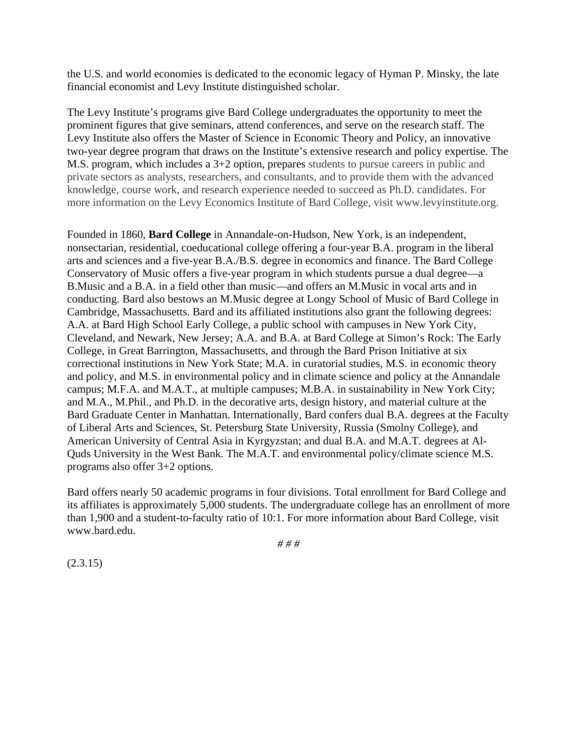the U.S. and world economies is dedicated to the economic legacy of Hyman P. Minsky, the late financial economist and Levy Institute distinguished scholar.

The Levy Institute's programs give Bard College undergraduates the opportunity to meet the prominent figures that give seminars, attend conferences, and serve on the research staff. The Levy Institute also offers the Master of Science in Economic Theory and Policy, an innovative two-year degree program that draws on the Institute's extensive research and policy expertise. The M.S. program, which includes a 3+2 option, prepares students to pursue careers in public and private sectors as analysts, researchers, and consultants, and to provide them with the advanced knowledge, course work, and research experience needed to succeed as Ph.D. candidates. For more information on the Levy Economics Institute of Bard College, visit www.levyinstitute.org.

Founded in 1860, **Bard College** in Annandale-on-Hudson, New York, is an independent, nonsectarian, residential, coeducational college offering a four-year B.A. program in the liberal arts and sciences and a five-year B.A./B.S. degree in economics and finance. The Bard College Conservatory of Music offers a five-year program in which students pursue a dual degree—a B.Music and a B.A. in a field other than music—and offers an M.Music in vocal arts and in conducting. Bard also bestows an M.Music degree at Longy School of Music of Bard College in Cambridge, Massachusetts. Bard and its affiliated institutions also grant the following degrees: A.A. at Bard High School Early College, a public school with campuses in New York City, Cleveland, and Newark, New Jersey; A.A. and B.A. at Bard College at Simon's Rock: The Early College, in Great Barrington, Massachusetts, and through the Bard Prison Initiative at six correctional institutions in New York State; M.A. in curatorial studies, M.S. in economic theory and policy, and M.S. in environmental policy and in climate science and policy at the Annandale campus; M.F.A. and M.A.T., at multiple campuses; M.B.A. in sustainability in New York City; and M.A., M.Phil., and Ph.D. in the decorative arts, design history, and material culture at the Bard Graduate Center in Manhattan. Internationally, Bard confers dual B.A. degrees at the Faculty of Liberal Arts and Sciences, St. Petersburg State University, Russia (Smolny College), and American University of Central Asia in Kyrgyzstan; and dual B.A. and M.A.T. degrees at Al-Quds University in the West Bank. The M.A.T. and environmental policy/climate science M.S. programs also offer 3+2 options.

Bard offers nearly 50 academic programs in four divisions. Total enrollment for Bard College and its affiliates is approximately 5,000 students. The undergraduate college has an enrollment of more than 1,900 and a student-to-faculty ratio of 10:1. For more information about Bard College, visit www.bard.edu.

# # #

(2.3.15)